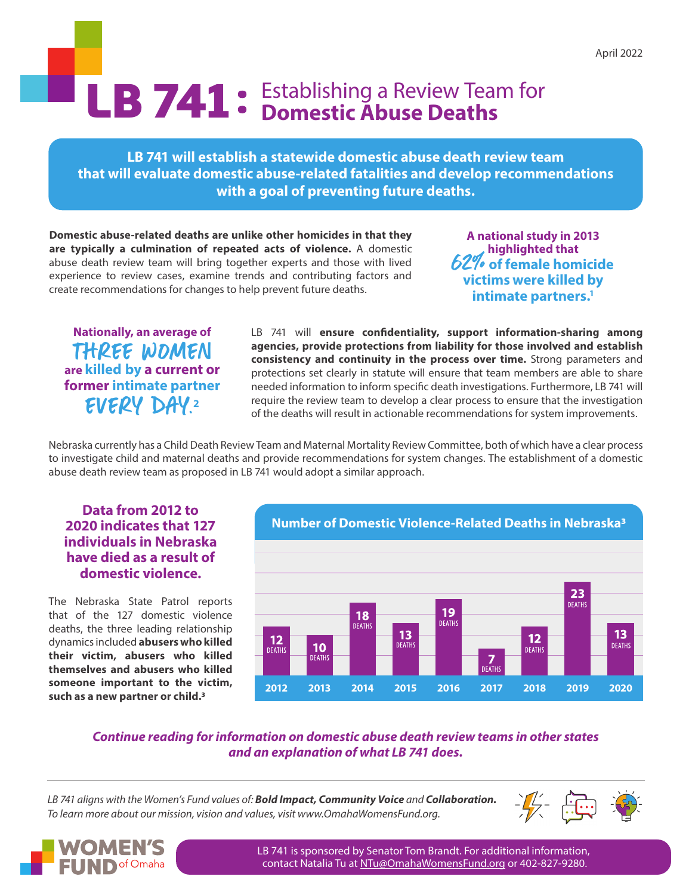April 2022

# LB 741: Establishing a Review Team for Domestic Abuse Deaths

**LB 741 will establish a statewide domestic abuse death review team that will evaluate domestic abuse-related fatalities and develop recommendations with a goal of preventing future deaths.**

**Domestic abuse-related deaths are unlike other homicides in that they are typically a culmination of repeated acts of violence.** A domestic abuse death review team will bring together experts and those with lived experience to review cases, examine trends and contributing factors and create recommendations for changes to help prevent future deaths.

**A national study in 2013 highlighted that 62% of female homicide victims were killed by intimate partners.[1]**

**Nationally, an average of THREE WOMEN are killed by a current or former intimate partner EVERY DAY.[2]**

LB 741 will **ensure confidentiality, support information-sharing among agencies, provide protections from liability for those involved and establish consistency and continuity in the process over time.** Strong parameters and protections set clearly in statute will ensure that team members are able to share needed information to inform specific death investigations. Furthermore, LB 741 will require the review team to develop a clear process to ensure that the investigation of the deaths will result in actionable recommendations for system improvements.

Nebraska currently has a Child Death Review Team and Maternal Mortality Review Committee, both of which have a clear process to investigate child and maternal deaths and provide recommendations for system changes. The establishment of a domestic abuse death review team as proposed in LB 741 would adopt a similar approach.

**Data from 2012 to 2020 indicates that 127 individuals in Nebraska have died as a result of domestic violence.**

The Nebraska State Patrol reports that of the 127 domestic violence deaths, the three leading relationship dynamics included **abusers who killed their victim, abusers who killed themselves and abusers who killed someone important to the victim, such as a new partner or child.[3]**

**Number of Domestic Violence-Related Deaths in Nebraska[3]**

12 DEATHS
10 DEATHS
18 DEATHS
13 DEATHS
19 DEATHS
7 DEATHS
12 DEATHS
23 DEATHS
13 DEATHS

2012 2013 2014 2015 2016 2017 2018 2019 2020

***Continue reading for information on domestic abuse death review teams in other states and an explanation of what LB 741 does.***

*LB 741 aligns with the Women's Fund values of:* ***Bold Impact, Community Voice*** *and* ***Collaboration.*** *To learn more about our mission, vision and values, visit www.OmahaWomensFund.org.*

WOMEN'S FUND of Omaha

LB 741 is sponsored by Senator Tom Brandt. For additional information, contact Natalia Tu at NTu@OmahaWomensFund.org or 402-827-9280.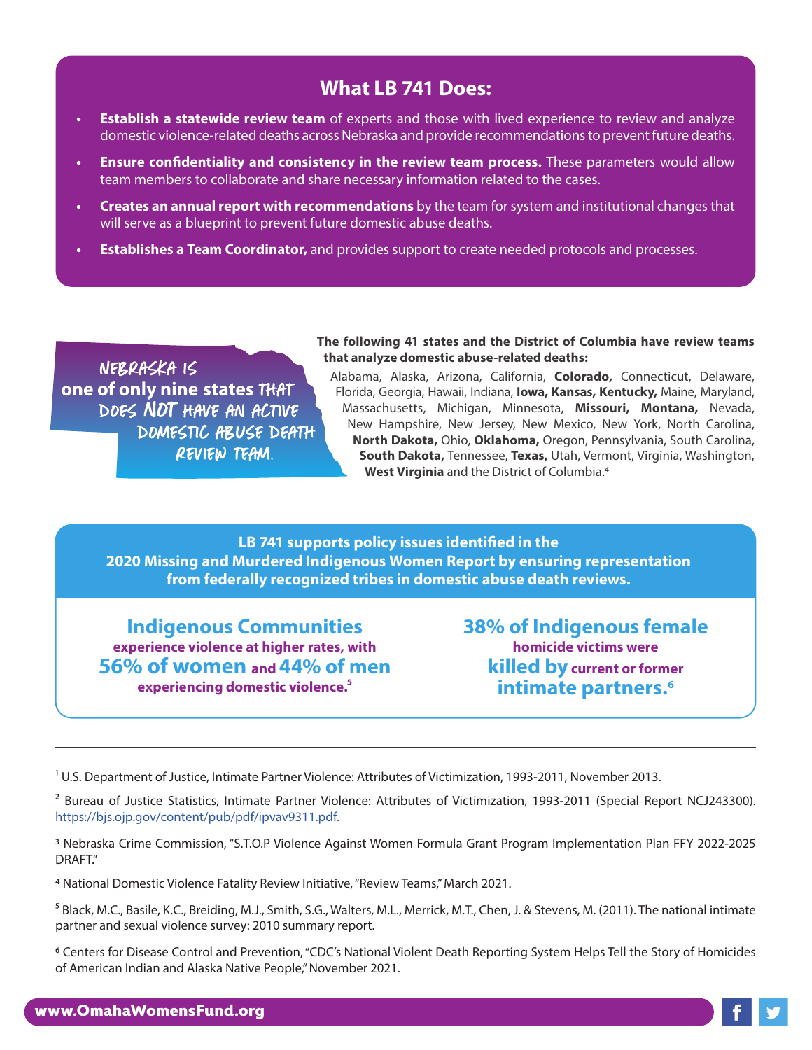## What LB 741 Does:

- **Establish a statewide review team** of experts and those with lived experience to review and analyze domestic violence-related deaths across Nebraska and provide recommendations to prevent future deaths.
- **Ensure confidentiality and consistency in the review team process.** These parameters would allow team members to collaborate and share necessary information related to the cases.
- **Creates an annual report with recommendations** by the team for system and institutional changes that will serve as a blueprint to prevent future domestic abuse deaths.
- **Establishes a Team Coordinator,** and provides support to create needed protocols and processes.

NEBRASKA IS **one of only nine states** THAT DOES NOT HAVE AN ACTIVE DOMESTIC ABUSE DEATH REVIEW TEAM.

**The following 41 states and the District of Columbia have review teams that analyze domestic abuse-related deaths:**

Alabama, Alaska, Arizona, California, **Colorado,** Connecticut, Delaware, Florida, Georgia, Hawaii, Indiana, **Iowa, Kansas, Kentucky,** Maine, Maryland, Massachusetts, Michigan, Minnesota, **Missouri, Montana,** Nevada, New Hampshire, New Jersey, New Mexico, New York, North Carolina, **North Dakota,** Ohio, **Oklahoma,** Oregon, Pennsylvania, South Carolina, **South Dakota,** Tennessee, **Texas,** Utah, Vermont, Virginia, Washington, **West Virginia** and the District of Columbia.[4]

**LB 741 supports policy issues identified in the 2020 Missing and Murdered Indigenous Women Report by ensuring representation from federally recognized tribes in domestic abuse death reviews.**

**Indigenous Communities** experience violence at higher rates, with **56% of women** and **44% of men** experiencing domestic violence.[5]

**38% of Indigenous female** homicide victims were **killed by** current or former **intimate partners.**[6]

---

[1] U.S. Department of Justice, Intimate Partner Violence: Attributes of Victimization, 1993-2011, November 2013.

[2] Bureau of Justice Statistics, Intimate Partner Violence: Attributes of Victimization, 1993-2011 (Special Report NCJ243300). https://bjs.ojp.gov/content/pub/pdf/ipvav9311.pdf.

[3] Nebraska Crime Commission, "S.T.O.P Violence Against Women Formula Grant Program Implementation Plan FFY 2022-2025 DRAFT."

[4] National Domestic Violence Fatality Review Initiative, "Review Teams," March 2021.

[5] Black, M.C., Basile, K.C., Breiding, M.J., Smith, S.G., Walters, M.L., Merrick, M.T., Chen, J. & Stevens, M. (2011). The national intimate partner and sexual violence survey: 2010 summary report.

[6] Centers for Disease Control and Prevention, "CDC's National Violent Death Reporting System Helps Tell the Story of Homicides of American Indian and Alaska Native People," November 2021.

www.OmahaWomensFund.org